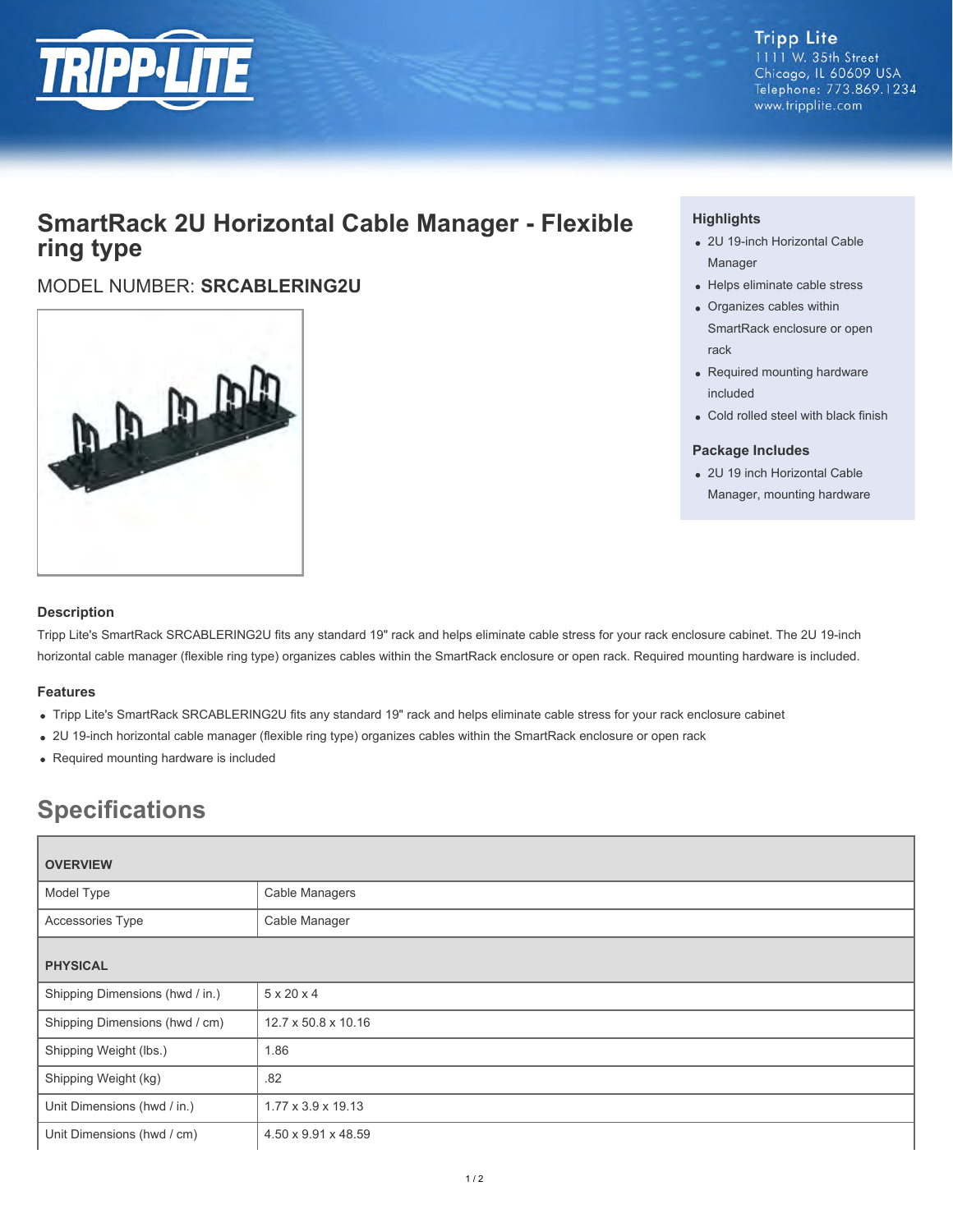Tripp Lite
1111 W. 35th Street
Chicago, IL 60609 USA
Telephone: 773.869.1234
www.tripplite.com

# SmartRack 2U Horizontal Cable Manager - Flexible ring type

## MODEL NUMBER: **SRCABLERING2U**

### Highlights

- 2U 19-inch Horizontal Cable Manager
- Helps eliminate cable stress
- Organizes cables within SmartRack enclosure or open rack
- Required mounting hardware included
- Cold rolled steel with black finish

### Package Includes

- 2U 19 inch Horizontal Cable Manager, mounting hardware

### Description

Tripp Lite's SmartRack SRCABLERING2U fits any standard 19" rack and helps eliminate cable stress for your rack enclosure cabinet. The 2U 19-inch horizontal cable manager (flexible ring type) organizes cables within the SmartRack enclosure or open rack. Required mounting hardware is included.

### Features

- Tripp Lite's SmartRack SRCABLERING2U fits any standard 19" rack and helps eliminate cable stress for your rack enclosure cabinet
- 2U 19-inch horizontal cable manager (flexible ring type) organizes cables within the SmartRack enclosure or open rack
- Required mounting hardware is included

## Specifications

| OVERVIEW | |
|---|---|
| Model Type | Cable Managers |
| Accessories Type | Cable Manager |
| **PHYSICAL** | |
| Shipping Dimensions (hwd / in.) | 5 x 20 x 4 |
| Shipping Dimensions (hwd / cm) | 12.7 x 50.8 x 10.16 |
| Shipping Weight (lbs.) | 1.86 |
| Shipping Weight (kg) | .82 |
| Unit Dimensions (hwd / in.) | 1.77 x 3.9 x 19.13 |
| Unit Dimensions (hwd / cm) | 4.50 x 9.91 x 48.59 |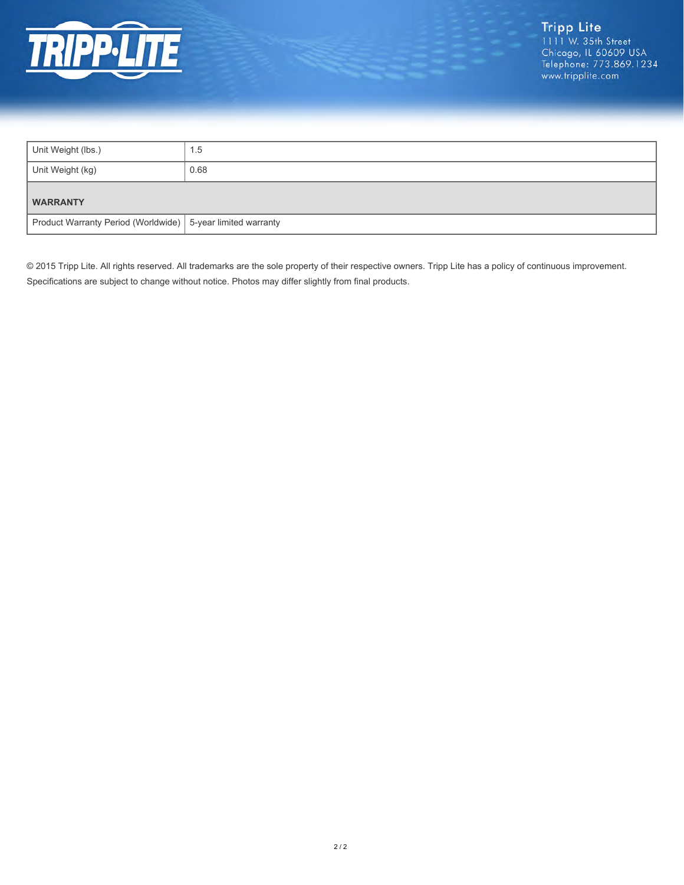| | |
|---|---|
| Unit Weight (lbs.) | 1.5 |
| Unit Weight (kg) | 0.68 |
| **WARRANTY** | |
| Product Warranty Period (Worldwide) | 5-year limited warranty |

© 2015 Tripp Lite. All rights reserved. All trademarks are the sole property of their respective owners. Tripp Lite has a policy of continuous improvement. Specifications are subject to change without notice. Photos may differ slightly from final products.